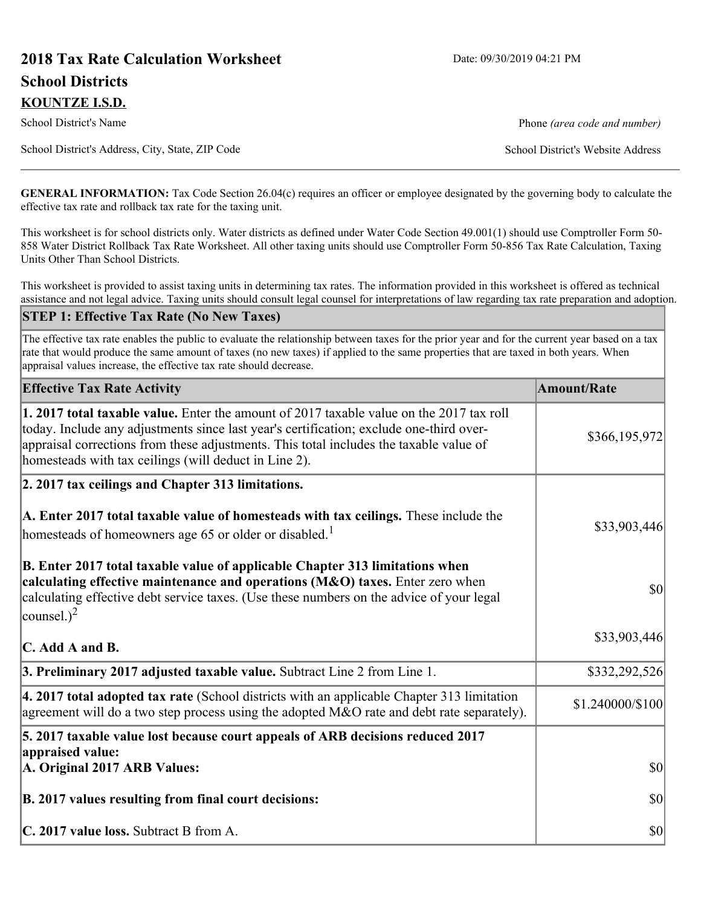# 2018 Tax Rate Calculation Worksheet

Date: 09/30/2019 04:21 PM

## School Districts

**KOUNTZE I.S.D.**

School District's Name

Phone *(area code and number)*

School District's Address, City, State, ZIP Code

School District's Website Address

**GENERAL INFORMATION:** Tax Code Section 26.04(c) requires an officer or employee designated by the governing body to calculate the effective tax rate and rollback tax rate for the taxing unit.

This worksheet is for school districts only. Water districts as defined under Water Code Section 49.001(1) should use Comptroller Form 50-858 Water District Rollback Tax Rate Worksheet. All other taxing units should use Comptroller Form 50-856 Tax Rate Calculation, Taxing Units Other Than School Districts.

This worksheet is provided to assist taxing units in determining tax rates. The information provided in this worksheet is offered as technical assistance and not legal advice. Taxing units should consult legal counsel for interpretations of law regarding tax rate preparation and adoption.

## STEP 1: Effective Tax Rate (No New Taxes)

The effective tax rate enables the public to evaluate the relationship between taxes for the prior year and for the current year based on a tax rate that would produce the same amount of taxes (no new taxes) if applied to the same properties that are taxed in both years. When appraisal values increase, the effective tax rate should decrease.

| Effective Tax Rate Activity | Amount/Rate |
|---|---|
| **1. 2017 total taxable value.** Enter the amount of 2017 taxable value on the 2017 tax roll today. Include any adjustments since last year's certification; exclude one-third over-appraisal corrections from these adjustments. This total includes the taxable value of homesteads with tax ceilings (will deduct in Line 2). | $366,195,972 |
| **2. 2017 tax ceilings and Chapter 313 limitations.** | |
| **A. Enter 2017 total taxable value of homesteads with tax ceilings.** These include the homesteads of homeowners age 65 or older or disabled.[1] | $33,903,446 |
| **B. Enter 2017 total taxable value of applicable Chapter 313 limitations when calculating effective maintenance and operations (M&O) taxes.** Enter zero when calculating effective debt service taxes. (Use these numbers on the advice of your legal counsel.)[2] | $0 |
| **C. Add A and B.** | $33,903,446 |
| **3. Preliminary 2017 adjusted taxable value.** Subtract Line 2 from Line 1. | $332,292,526 |
| **4. 2017 total adopted tax rate** (School districts with an applicable Chapter 313 limitation agreement will do a two step process using the adopted M&O rate and debt rate separately). | $1.240000/$100 |
| **5. 2017 taxable value lost because court appeals of ARB decisions reduced 2017 appraised value:** | |
| **A. Original 2017 ARB Values:** | $0 |
| **B. 2017 values resulting from final court decisions:** | $0 |
| **C. 2017 value loss.** Subtract B from A. | $0 |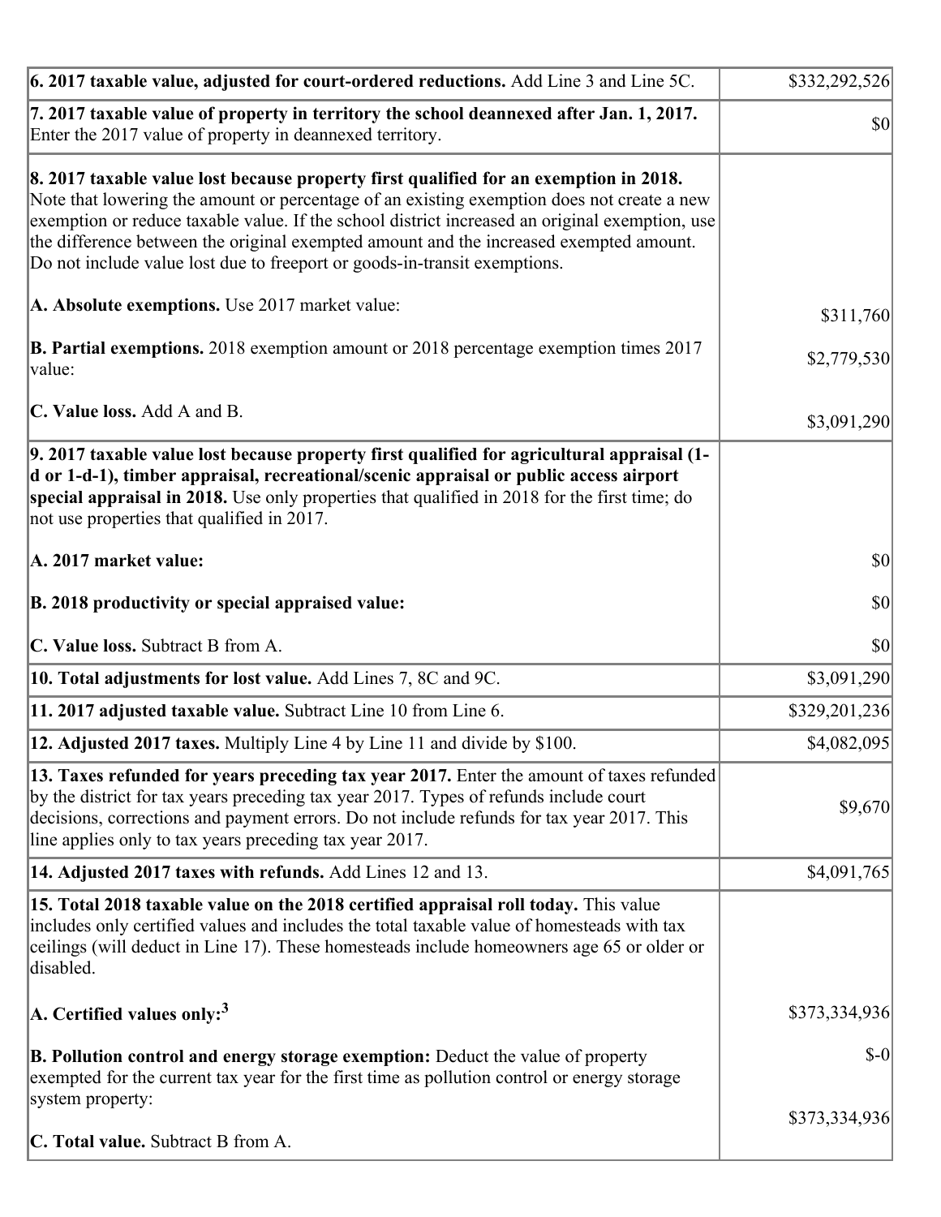| | |
|---|---|
| **6. 2017 taxable value, adjusted for court-ordered reductions.** Add Line 3 and Line 5C. | $332,292,526 |
| **7. 2017 taxable value of property in territory the school deannexed after Jan. 1, 2017.** Enter the 2017 value of property in deannexed territory. | $0 |
| **8. 2017 taxable value lost because property first qualified for an exemption in 2018.** Note that lowering the amount or percentage of an existing exemption does not create a new exemption or reduce taxable value. If the school district increased an original exemption, use the difference between the original exempted amount and the increased exempted amount. Do not include value lost due to freeport or goods-in-transit exemptions.<br><br>**A. Absolute exemptions.** Use 2017 market value:<br><br>**B. Partial exemptions.** 2018 exemption amount or 2018 percentage exemption times 2017 value:<br><br>**C. Value loss.** Add A and B. | <br><br><br><br><br><br>$311,760<br><br>$2,779,530<br><br>$3,091,290 |
| **9. 2017 taxable value lost because property first qualified for agricultural appraisal (1-d or 1-d-1), timber appraisal, recreational/scenic appraisal or public access airport special appraisal in 2018.** Use only properties that qualified in 2018 for the first time; do not use properties that qualified in 2017.<br><br>**A. 2017 market value:**<br><br>**B. 2018 productivity or special appraised value:**<br><br>**C. Value loss.** Subtract B from A. | <br><br><br><br>$0<br><br>$0<br><br>$0 |
| **10. Total adjustments for lost value.** Add Lines 7, 8C and 9C. | $3,091,290 |
| **11. 2017 adjusted taxable value.** Subtract Line 10 from Line 6. | $329,201,236 |
| **12. Adjusted 2017 taxes.** Multiply Line 4 by Line 11 and divide by $100. | $4,082,095 |
| **13. Taxes refunded for years preceding tax year 2017.** Enter the amount of taxes refunded by the district for tax years preceding tax year 2017. Types of refunds include court decisions, corrections and payment errors. Do not include refunds for tax year 2017. This line applies only to tax years preceding tax year 2017. | $9,670 |
| **14. Adjusted 2017 taxes with refunds.** Add Lines 12 and 13. | $4,091,765 |
| **15. Total 2018 taxable value on the 2018 certified appraisal roll today.** This value includes only certified values and includes the total taxable value of homesteads with tax ceilings (will deduct in Line 17). These homesteads include homeowners age 65 or older or disabled.<br><br>**A. Certified values only:**[3]<br><br>**B. Pollution control and energy storage exemption:** Deduct the value of property exempted for the current tax year for the first time as pollution control or energy storage system property:<br><br>**C. Total value.** Subtract B from A. | <br><br><br><br>$373,334,936<br><br>$-0<br><br>$373,334,936 |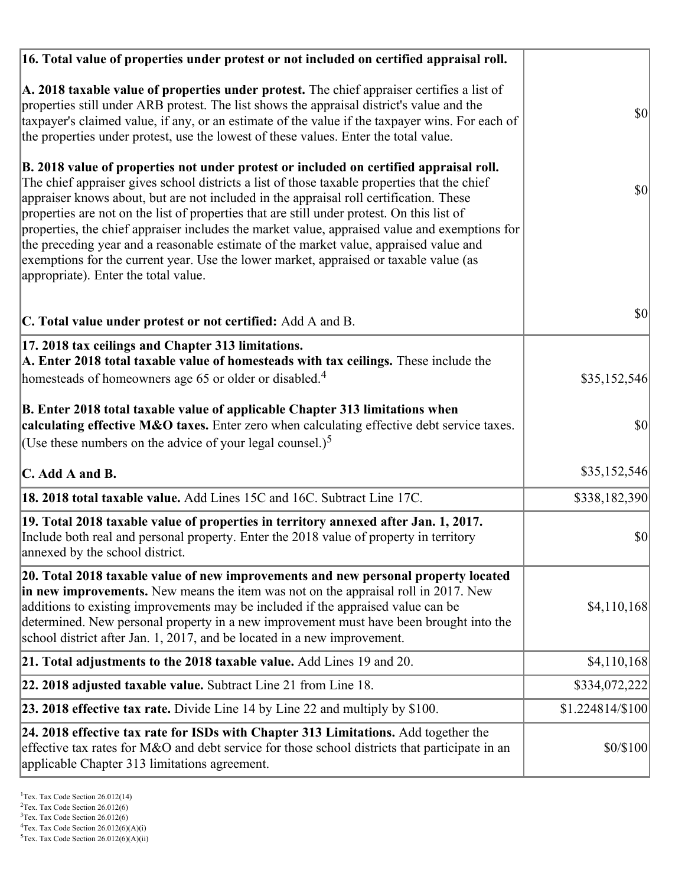| | |
|---|---|
| **16. Total value of properties under protest or not included on certified appraisal roll.** | |
| **A. 2018 taxable value of properties under protest.** The chief appraiser certifies a list of properties still under ARB protest. The list shows the appraisal district's value and the taxpayer's claimed value, if any, or an estimate of the value if the taxpayer wins. For each of the properties under protest, use the lowest of these values. Enter the total value. | $0 |
| **B. 2018 value of properties not under protest or included on certified appraisal roll.** The chief appraiser gives school districts a list of those taxable properties that the chief appraiser knows about, but are not included in the appraisal roll certification. These properties are not on the list of properties that are still under protest. On this list of properties, the chief appraiser includes the market value, appraised value and exemptions for the preceding year and a reasonable estimate of the market value, appraised value and exemptions for the current year. Use the lower market, appraised or taxable value (as appropriate). Enter the total value. | $0 |
| **C. Total value under protest or not certified:** Add A and B. | $0 |
| **17. 2018 tax ceilings and Chapter 313 limitations.** | |
| **A. Enter 2018 total taxable value of homesteads with tax ceilings.** These include the homesteads of homeowners age 65 or older or disabled.[4] | $35,152,546 |
| **B. Enter 2018 total taxable value of applicable Chapter 313 limitations when calculating effective M&O taxes.** Enter zero when calculating effective debt service taxes. (Use these numbers on the advice of your legal counsel.)[5] | $0 |
| **C. Add A and B.** | $35,152,546 |
| **18. 2018 total taxable value.** Add Lines 15C and 16C. Subtract Line 17C. | $338,182,390 |
| **19. Total 2018 taxable value of properties in territory annexed after Jan. 1, 2017.** Include both real and personal property. Enter the 2018 value of property in territory annexed by the school district. | $0 |
| **20. Total 2018 taxable value of new improvements and new personal property located in new improvements.** New means the item was not on the appraisal roll in 2017. New additions to existing improvements may be included if the appraised value can be determined. New personal property in a new improvement must have been brought into the school district after Jan. 1, 2017, and be located in a new improvement. | $4,110,168 |
| **21. Total adjustments to the 2018 taxable value.** Add Lines 19 and 20. | $4,110,168 |
| **22. 2018 adjusted taxable value.** Subtract Line 21 from Line 18. | $334,072,222 |
| **23. 2018 effective tax rate.** Divide Line 14 by Line 22 and multiply by $100. | $1.224814/$100 |
| **24. 2018 effective tax rate for ISDs with Chapter 313 Limitations.** Add together the effective tax rates for M&O and debt service for those school districts that participate in an applicable Chapter 313 limitations agreement. | $0/$100 |

[1]Tex. Tax Code Section 26.012(14)
[2]Tex. Tax Code Section 26.012(6)
[3]Tex. Tax Code Section 26.012(6)
[4]Tex. Tax Code Section 26.012(6)(A)(i)
[5]Tex. Tax Code Section 26.012(6)(A)(ii)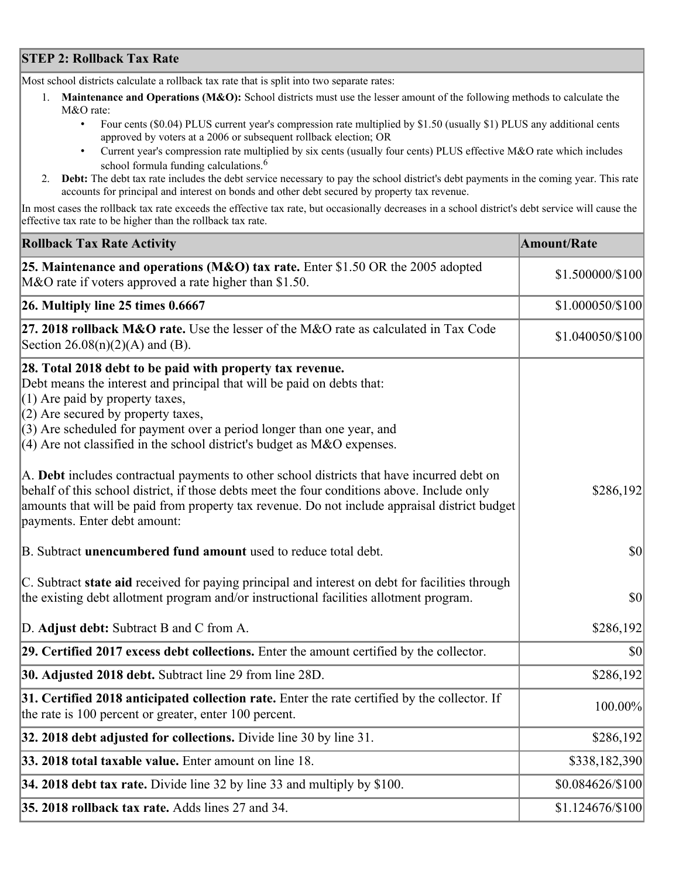## STEP 2: Rollback Tax Rate

Most school districts calculate a rollback tax rate that is split into two separate rates:

1. **Maintenance and Operations (M&O):** School districts must use the lesser amount of the following methods to calculate the M&O rate:
   - Four cents ($0.04) PLUS current year's compression rate multiplied by $1.50 (usually $1) PLUS any additional cents approved by voters at a 2006 or subsequent rollback election; OR
   - Current year's compression rate multiplied by six cents (usually four cents) PLUS effective M&O rate which includes school formula funding calculations.[6]
2. **Debt:** The debt tax rate includes the debt service necessary to pay the school district's debt payments in the coming year. This rate accounts for principal and interest on bonds and other debt secured by property tax revenue.

In most cases the rollback tax rate exceeds the effective tax rate, but occasionally decreases in a school district's debt service will cause the effective tax rate to be higher than the rollback tax rate.

| Rollback Tax Rate Activity | Amount/Rate |
| --- | --- |
| **25. Maintenance and operations (M&O) tax rate.** Enter $1.50 OR the 2005 adopted M&O rate if voters approved a rate higher than $1.50. | $1.500000/$100 |
| **26. Multiply line 25 times 0.6667** | $1.000050/$100 |
| **27. 2018 rollback M&O rate.** Use the lesser of the M&O rate as calculated in Tax Code Section 26.08(n)(2)(A) and (B). | $1.040050/$100 |
| **28. Total 2018 debt to be paid with property tax revenue.** Debt means the interest and principal that will be paid on debts that: (1) Are paid by property taxes, (2) Are secured by property taxes, (3) Are scheduled for payment over a period longer than one year, and (4) Are not classified in the school district's budget as M&O expenses. | |
| A. **Debt** includes contractual payments to other school districts that have incurred debt on behalf of this school district, if those debts meet the four conditions above. Include only amounts that will be paid from property tax revenue. Do not include appraisal district budget payments. Enter debt amount: | $286,192 |
| B. Subtract **unencumbered fund amount** used to reduce total debt. | $0 |
| C. Subtract **state aid** received for paying principal and interest on debt for facilities through the existing debt allotment program and/or instructional facilities allotment program. | $0 |
| D. **Adjust debt:** Subtract B and C from A. | $286,192 |
| **29. Certified 2017 excess debt collections.** Enter the amount certified by the collector. | $0 |
| **30. Adjusted 2018 debt.** Subtract line 29 from line 28D. | $286,192 |
| **31. Certified 2018 anticipated collection rate.** Enter the rate certified by the collector. If the rate is 100 percent or greater, enter 100 percent. | 100.00% |
| **32. 2018 debt adjusted for collections.** Divide line 30 by line 31. | $286,192 |
| **33. 2018 total taxable value.** Enter amount on line 18. | $338,182,390 |
| **34. 2018 debt tax rate.** Divide line 32 by line 33 and multiply by $100. | $0.084626/$100 |
| **35. 2018 rollback tax rate.** Adds lines 27 and 34. | $1.124676/$100 |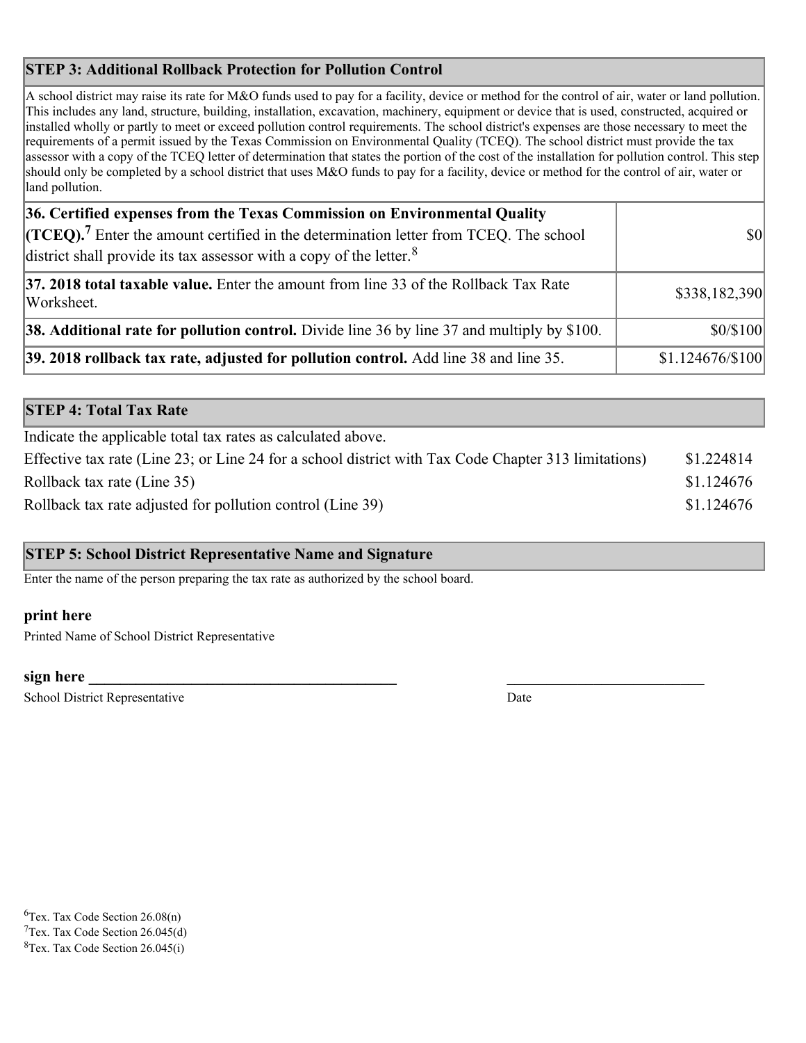## STEP 3: Additional Rollback Protection for Pollution Control

A school district may raise its rate for M&O funds used to pay for a facility, device or method for the control of air, water or land pollution. This includes any land, structure, building, installation, excavation, machinery, equipment or device that is used, constructed, acquired or installed wholly or partly to meet or exceed pollution control requirements. The school district's expenses are those necessary to meet the requirements of a permit issued by the Texas Commission on Environmental Quality (TCEQ). The school district must provide the tax assessor with a copy of the TCEQ letter of determination that states the portion of the cost of the installation for pollution control. This step should only be completed by a school district that uses M&O funds to pay for a facility, device or method for the control of air, water or land pollution.

| | |
|---|---|
| **36. Certified expenses from the Texas Commission on Environmental Quality (TCEQ).**[7] Enter the amount certified in the determination letter from TCEQ. The school district shall provide its tax assessor with a copy of the letter.[8] | $0 |
| **37. 2018 total taxable value.** Enter the amount from line 33 of the Rollback Tax Rate Worksheet. | $338,182,390 |
| **38. Additional rate for pollution control.** Divide line 36 by line 37 and multiply by $100. | $0/$100 |
| **39. 2018 rollback tax rate, adjusted for pollution control.** Add line 38 and line 35. | $1.124676/$100 |

## STEP 4: Total Tax Rate

Indicate the applicable total tax rates as calculated above.

| | |
|---|---|
| Effective tax rate (Line 23; or Line 24 for a school district with Tax Code Chapter 313 limitations) | $1.224814 |
| Rollback tax rate (Line 35) | $1.124676 |
| Rollback tax rate adjusted for pollution control (Line 39) | $1.124676 |

## STEP 5: School District Representative Name and Signature

Enter the name of the person preparing the tax rate as authorized by the school board.

**print here**

Printed Name of School District Representative

**sign here** ___________________________________________ ____________________________

School District Representative Date

[6]Tex. Tax Code Section 26.08(n)
[7]Tex. Tax Code Section 26.045(d)
[8]Tex. Tax Code Section 26.045(i)